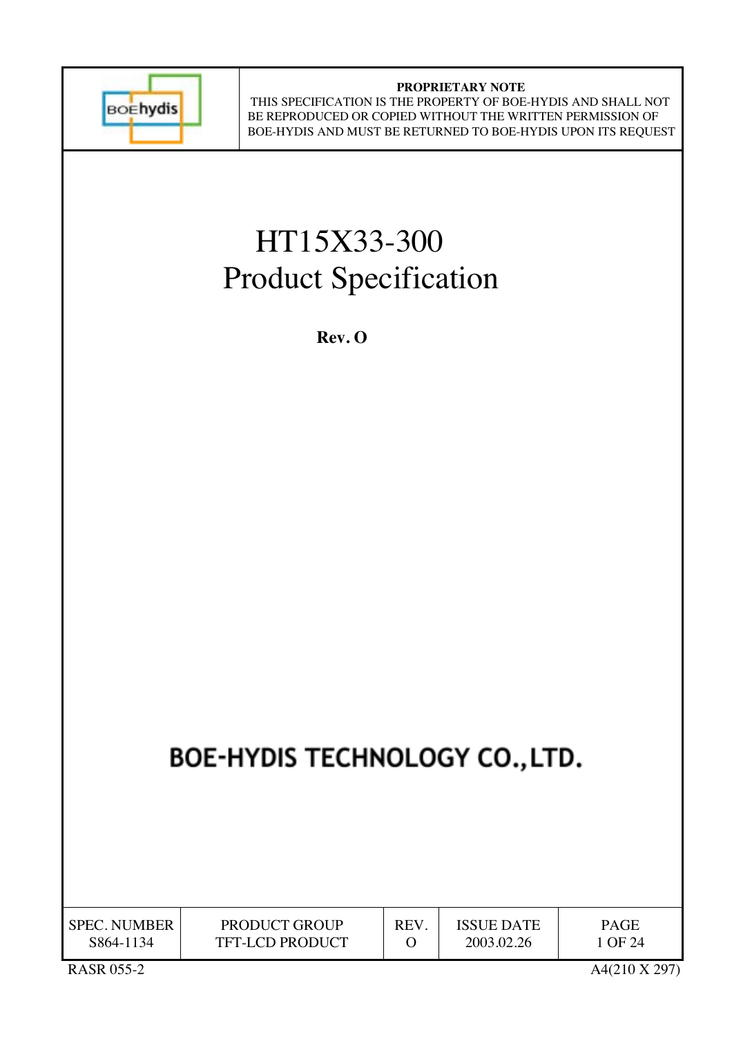**PROPRIETARY NOTE**
THIS SPECIFICATION IS THE PROPERTY OF BOE-HYDIS AND SHALL NOT BE REPRODUCED OR COPIED WITHOUT THE WRITTEN PERMISSION OF BOE-HYDIS AND MUST BE RETURNED TO BOE-HYDIS UPON ITS REQUEST

# HT15X33-300 Product Specification

**Rev. O**

## BOE-HYDIS TECHNOLOGY CO.,LTD.

| SPEC. NUMBER | PRODUCT GROUP | REV. | ISSUE DATE | PAGE |
|---|---|---|---|---|
| S864-1134 | TFT-LCD PRODUCT | O | 2003.02.26 | 1 OF 24 |

RASR 055-2 A4(210 X 297)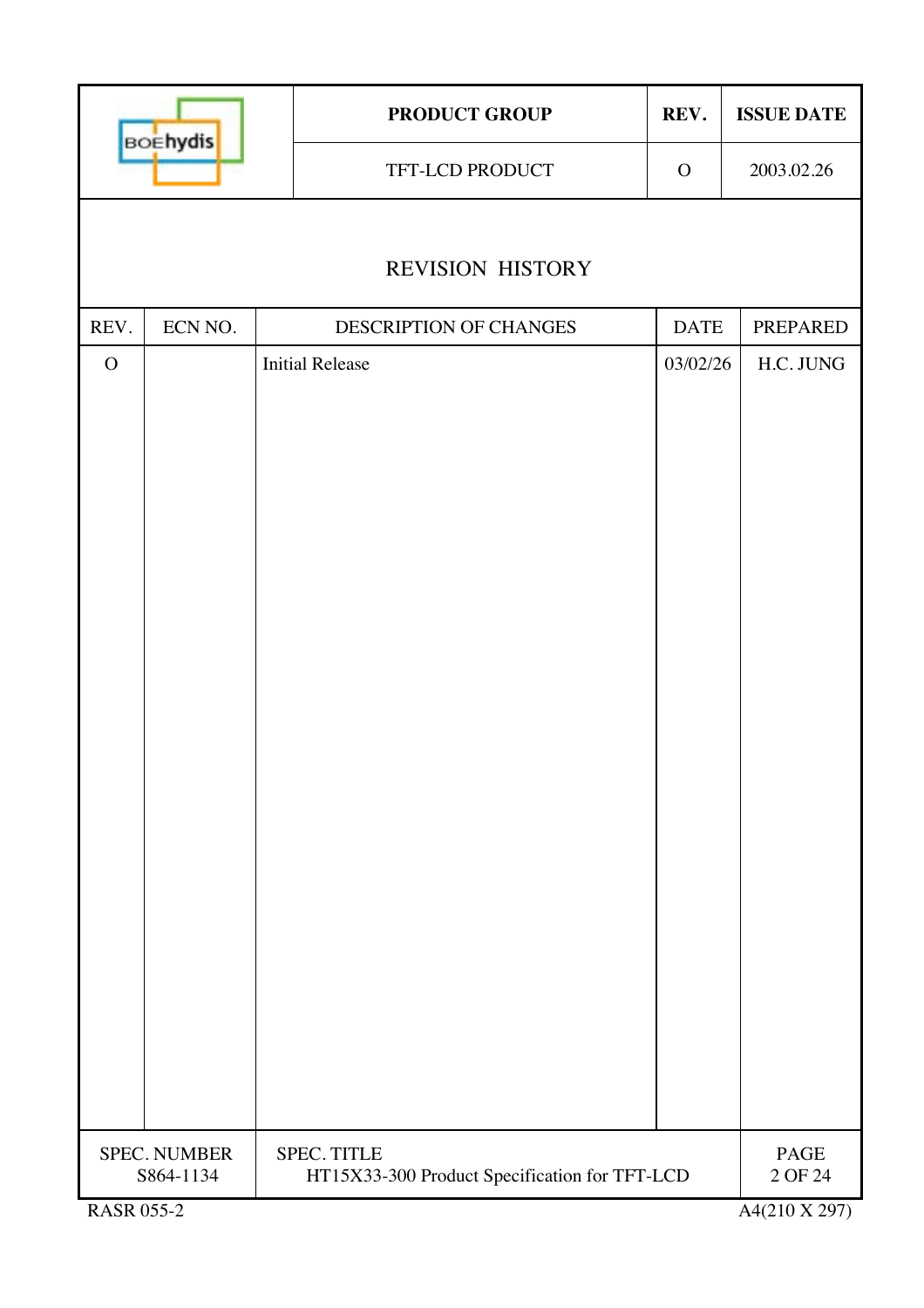| PRODUCT GROUP | REV. | ISSUE DATE |
|---|---|---|
| TFT-LCD PRODUCT | O | 2003.02.26 |

# REVISION HISTORY

| REV. | ECN NO. | DESCRIPTION OF CHANGES | DATE | PREPARED |
|---|---|---|---|---|
| O | | Initial Release | 03/02/26 | H.C. JUNG |

| SPEC. NUMBER | SPEC. TITLE |
|---|---|
| S864-1134 | HT15X33-300 Product Specification for TFT-LCD |

RASR 055-2 A4(210 X 297)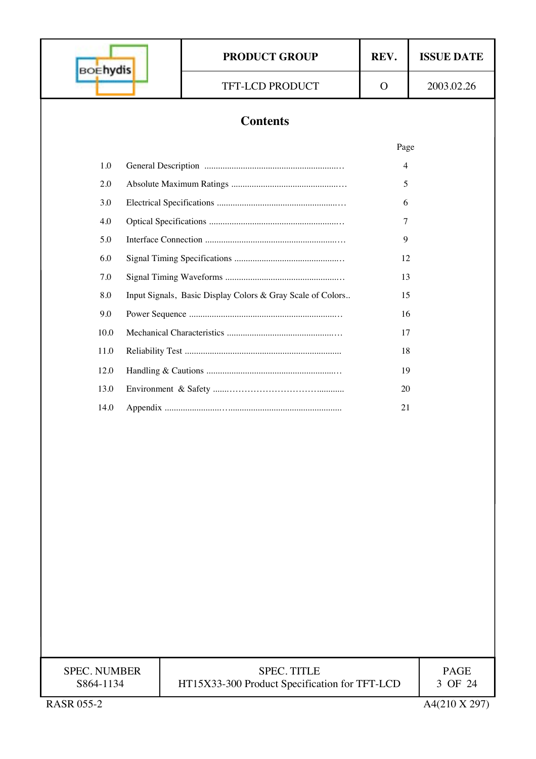## Contents

| | | Page |
|---|---|---|
| 1.0 | General Description | 4 |
| 2.0 | Absolute Maximum Ratings | 5 |
| 3.0 | Electrical Specifications | 6 |
| 4.0 | Optical Specifications | 7 |
| 5.0 | Interface Connection | 9 |
| 6.0 | Signal Timing Specifications | 12 |
| 7.0 | Signal Timing Waveforms | 13 |
| 8.0 | Input Signals, Basic Display Colors & Gray Scale of Colors | 15 |
| 9.0 | Power Sequence | 16 |
| 10.0 | Mechanical Characteristics | 17 |
| 11.0 | Reliability Test | 18 |
| 12.0 | Handling & Cautions | 19 |
| 13.0 | Environment & Safety | 20 |
| 14.0 | Appendix | 21 |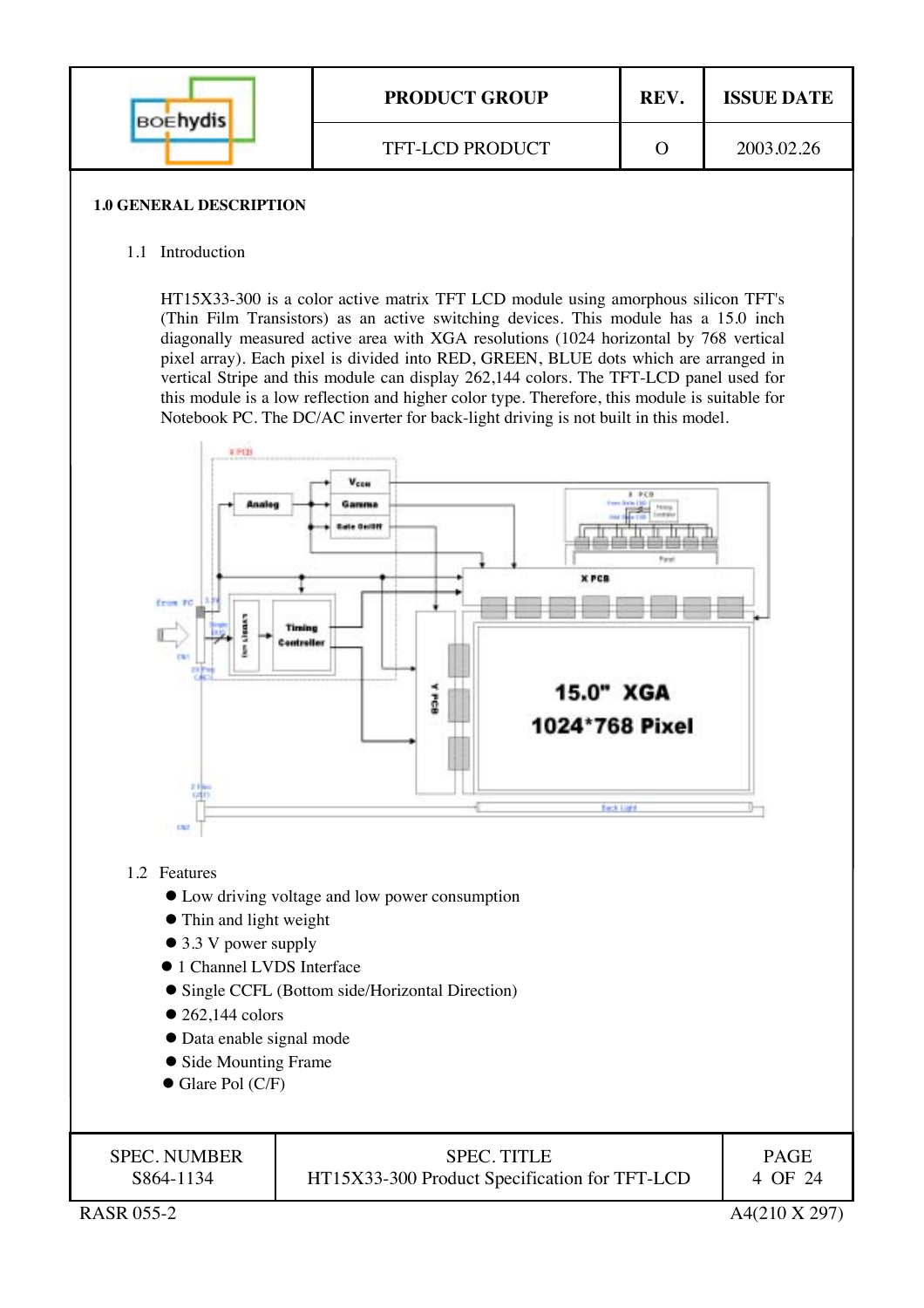## 1.0 GENERAL DESCRIPTION

### 1.1 Introduction

HT15X33-300 is a color active matrix TFT LCD module using amorphous silicon TFT's (Thin Film Transistors) as an active switching devices. This module has a 15.0 inch diagonally measured active area with XGA resolutions (1024 horizontal by 768 vertical pixel array). Each pixel is divided into RED, GREEN, BLUE dots which are arranged in vertical Stripe and this module can display 262,144 colors. The TFT-LCD panel used for this module is a low reflection and higher color type. Therefore, this module is suitable for Notebook PC. The DC/AC inverter for back-light driving is not built in this model.

### 1.2 Features

- Low driving voltage and low power consumption
- Thin and light weight
- 3.3 V power supply
- 1 Channel LVDS Interface
- Single CCFL (Bottom side/Horizontal Direction)
- 262,144 colors
- Data enable signal mode
- Side Mounting Frame
- Glare Pol (C/F)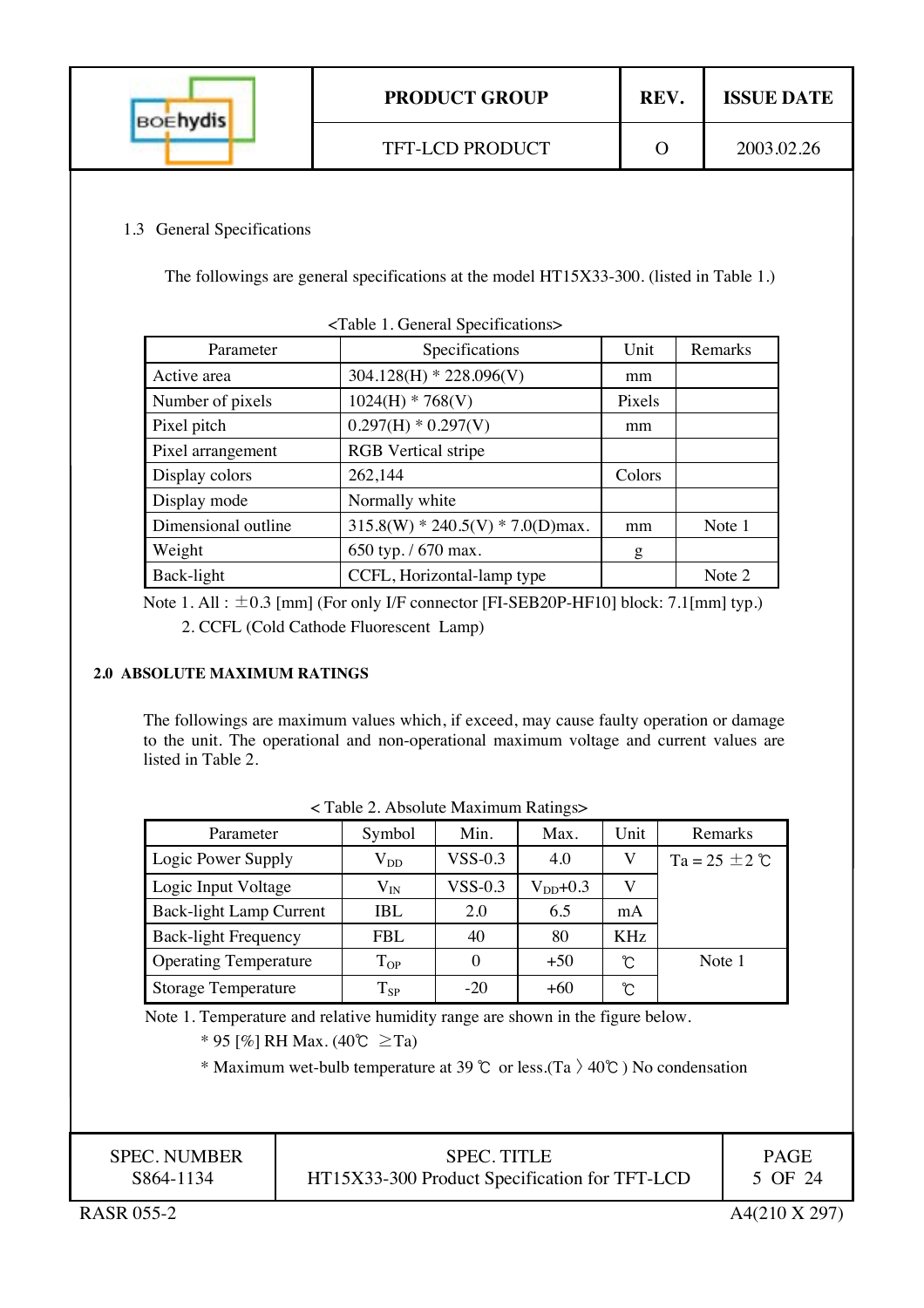### 1.3 General Specifications

The followings are general specifications at the model HT15X33-300. (listed in Table 1.)

<Table 1. General Specifications>

| Parameter | Specifications | Unit | Remarks |
|---|---|---|---|
| Active area | 304.128(H) * 228.096(V) | mm | |
| Number of pixels | 1024(H) * 768(V) | Pixels | |
| Pixel pitch | 0.297(H) * 0.297(V) | mm | |
| Pixel arrangement | RGB Vertical stripe | | |
| Display colors | 262,144 | Colors | |
| Display mode | Normally white | | |
| Dimensional outline | 315.8(W) * 240.5(V) * 7.0(D)max. | mm | Note 1 |
| Weight | 650 typ. / 670 max. | g | |
| Back-light | CCFL, Horizontal-lamp type | | Note 2 |

Note 1. All : ±0.3 [mm] (For only I/F connector [FI-SEB20P-HF10] block: 7.1[mm] typ.)

2. CCFL (Cold Cathode Fluorescent Lamp)

## 2.0 ABSOLUTE MAXIMUM RATINGS

The followings are maximum values which, if exceed, may cause faulty operation or damage to the unit. The operational and non-operational maximum voltage and current values are listed in Table 2.

< Table 2. Absolute Maximum Ratings>

| Parameter | Symbol | Min. | Max. | Unit | Remarks |
|---|---|---|---|---|---|
| Logic Power Supply | $V_{DD}$ | VSS-0.3 | 4.0 | V | Ta = 25 ±2 ℃ |
| Logic Input Voltage | $V_{IN}$ | VSS-0.3 | $V_{DD}$+0.3 | V | |
| Back-light Lamp Current | IBL | 2.0 | 6.5 | mA | |
| Back-light Frequency | FBL | 40 | 80 | KHz | |
| Operating Temperature | $T_{OP}$ | 0 | +50 | ℃ | Note 1 |
| Storage Temperature | $T_{SP}$ | -20 | +60 | ℃ | |

Note 1. Temperature and relative humidity range are shown in the figure below.

* 95 [%] RH Max. (40℃ ≥Ta)

* Maximum wet-bulb temperature at 39 ℃ or less.(Ta 〉40℃ ) No condensation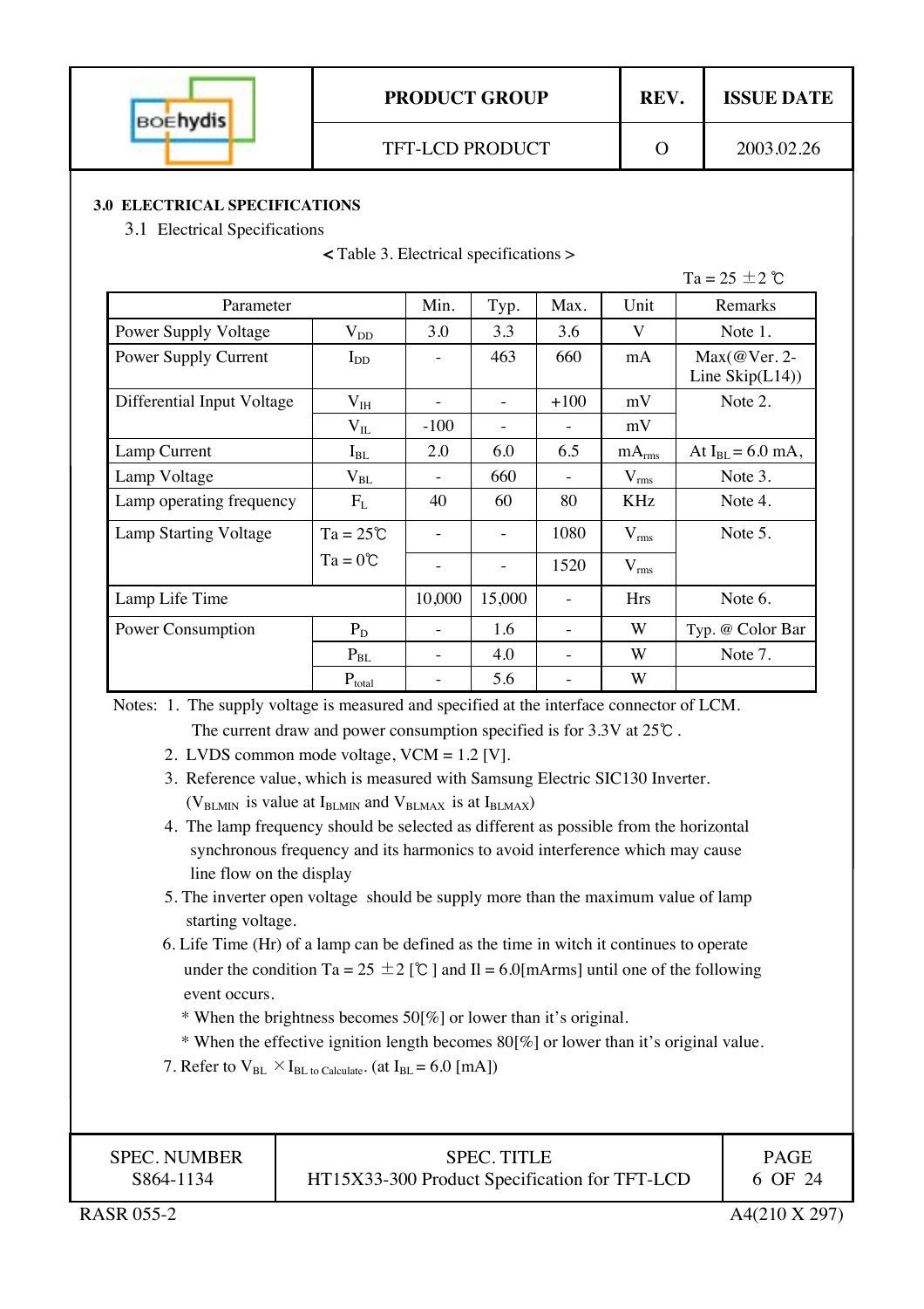## 3.0 ELECTRICAL SPECIFICATIONS

### 3.1 Electrical Specifications

< Table 3. Electrical specifications >

Ta = 25 ±2 ℃

| Parameter | | Min. | Typ. | Max. | Unit | Remarks |
|---|---|---|---|---|---|---|
| Power Supply Voltage | $V_{DD}$ | 3.0 | 3.3 | 3.6 | V | Note 1. |
| Power Supply Current | $I_{DD}$ | - | 463 | 660 | mA | Max(@Ver. 2-Line Skip(L14)) |
| Differential Input Voltage | $V_{IH}$ | - | - | +100 | mV | Note 2. |
| | $V_{IL}$ | -100 | - | - | mV | |
| Lamp Current | $I_{BL}$ | 2.0 | 6.0 | 6.5 | $mA_{rms}$ | At $I_{BL}$ = 6.0 mA, |
| Lamp Voltage | $V_{BL}$ | - | 660 | - | $V_{rms}$ | Note 3. |
| Lamp operating frequency | $F_L$ | 40 | 60 | 80 | KHz | Note 4. |
| Lamp Starting Voltage | Ta = 25℃ | - | - | 1080 | $V_{rms}$ | Note 5. |
| | Ta = 0℃ | - | - | 1520 | $V_{rms}$ | |
| Lamp Life Time | | 10,000 | 15,000 | - | Hrs | Note 6. |
| Power Consumption | $P_D$ | - | 1.6 | - | W | Typ. @ Color Bar |
| | $P_{BL}$ | - | 4.0 | - | W | Note 7. |
| | $P_{total}$ | - | 5.6 | - | W | |

Notes:
1. The supply voltage is measured and specified at the interface connector of LCM. The current draw and power consumption specified is for 3.3V at 25℃ .
2. LVDS common mode voltage, VCM = 1.2 [V].
3. Reference value, which is measured with Samsung Electric SIC130 Inverter. ($V_{BLMIN}$ is value at $I_{BLMIN}$ and $V_{BLMAX}$ is at $I_{BLMAX}$)
4. The lamp frequency should be selected as different as possible from the horizontal synchronous frequency and its harmonics to avoid interference which may cause line flow on the display
5. The inverter open voltage should be supply more than the maximum value of lamp starting voltage.
6. Life Time (Hr) of a lamp can be defined as the time in witch it continues to operate under the condition Ta = 25 ±2 [℃ ] and Il = 6.0[mArms] until one of the following event occurs.
   * When the brightness becomes 50[%] or lower than it's original.
   * When the effective ignition length becomes 80[%] or lower than it's original value.
7. Refer to $V_{BL}$ × $I_{BL \text{ to Calculate}}$. (at $I_{BL}$ = 6.0 [mA])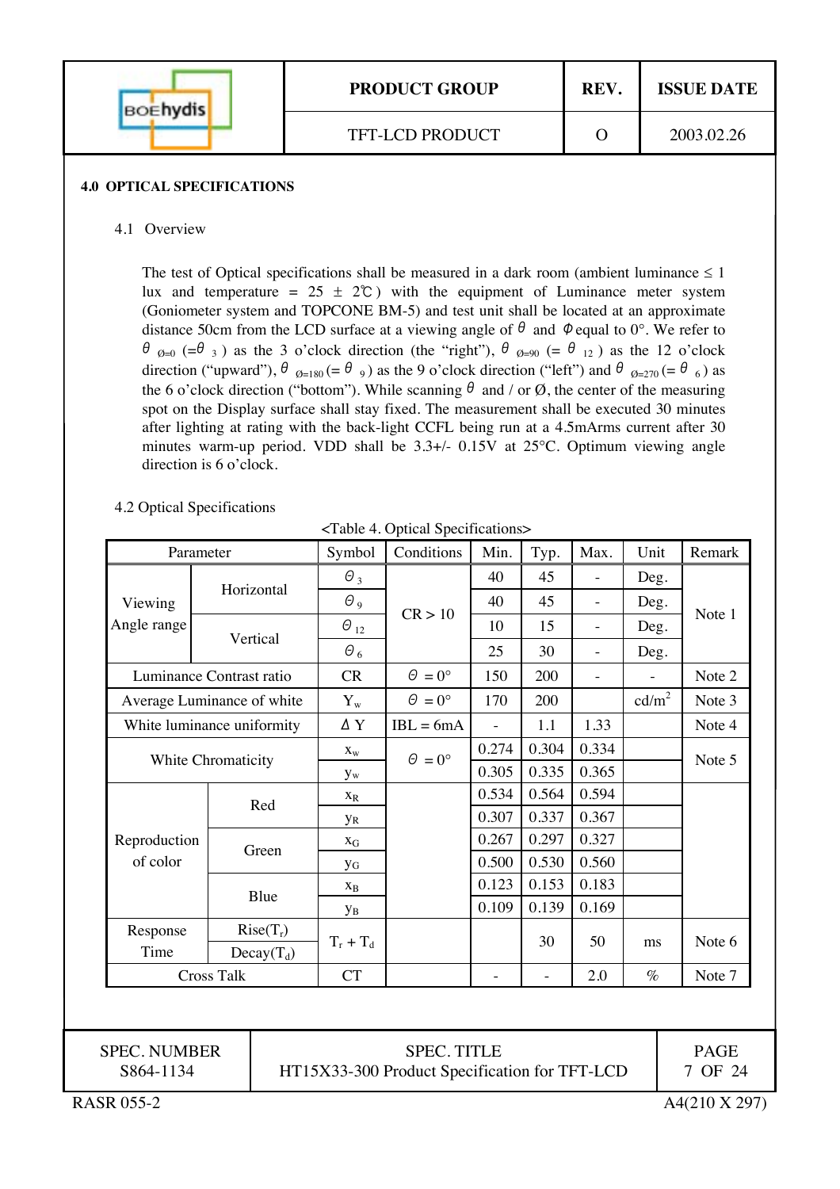## 4.0 OPTICAL SPECIFICATIONS

### 4.1 Overview

The test of Optical specifications shall be measured in a dark room (ambient luminance ≤ 1 lux and temperature = 25 ± 2℃) with the equipment of Luminance meter system (Goniometer system and TOPCONE BM-5) and test unit shall be located at an approximate distance 50cm from the LCD surface at a viewing angle of $\theta$ and $\Phi$ equal to 0°. We refer to $\theta_{\text{Ø}=0}$ (=$\theta_3$) as the 3 o'clock direction (the "right"), $\theta_{\text{Ø}=90}$ (= $\theta_{12}$) as the 12 o'clock direction ("upward"), $\theta_{\text{Ø}=180}$ (= $\theta_9$) as the 9 o'clock direction ("left") and $\theta_{\text{Ø}=270}$ (= $\theta_6$) as the 6 o'clock direction ("bottom"). While scanning $\theta$ and / or Ø, the center of the measuring spot on the Display surface shall stay fixed. The measurement shall be executed 30 minutes after lighting at rating with the back-light CCFL being run at a 4.5mArms current after 30 minutes warm-up period. VDD shall be 3.3+/- 0.15V at 25°C. Optimum viewing angle direction is 6 o'clock.

### 4.2 Optical Specifications

<Table 4. Optical Specifications>

| Parameter | | Symbol | Conditions | Min. | Typ. | Max. | Unit | Remark |
|---|---|---|---|---|---|---|---|---|
| Viewing Angle range | Horizontal | $\theta_3$ | CR > 10 | 40 | 45 | - | Deg. | Note 1 |
| | | $\theta_9$ | | 40 | 45 | - | Deg. | |
| | Vertical | $\theta_{12}$ | | 10 | 15 | - | Deg. | |
| | | $\theta_6$ | | 25 | 30 | - | Deg. | |
| Luminance Contrast ratio | | CR | $\theta = 0°$ | 150 | 200 | - | - | Note 2 |
| Average Luminance of white | | $Y_w$ | $\theta = 0°$ | 170 | 200 | | cd/m$^2$ | Note 3 |
| White luminance uniformity | | $\Delta Y$ | IBL = 6mA | - | 1.1 | 1.33 | | Note 4 |
| White Chromaticity | | $x_w$ | $\theta = 0°$ | 0.274 | 0.304 | 0.334 | | Note 5 |
| | | $y_w$ | | 0.305 | 0.335 | 0.365 | | |
| Reproduction of color | Red | $x_R$ | | 0.534 | 0.564 | 0.594 | | |
| | | $y_R$ | | 0.307 | 0.337 | 0.367 | | |
| | Green | $x_G$ | | 0.267 | 0.297 | 0.327 | | |
| | | $y_G$ | | 0.500 | 0.530 | 0.560 | | |
| | Blue | $x_B$ | | 0.123 | 0.153 | 0.183 | | |
| | | $y_B$ | | 0.109 | 0.139 | 0.169 | | |
| Response Time | Rise($T_r$) | $T_r + T_d$ | | | 30 | 50 | ms | Note 6 |
| | Decay($T_d$) | | | | | | | |
| Cross Talk | | CT | | - | - | 2.0 | % | Note 7 |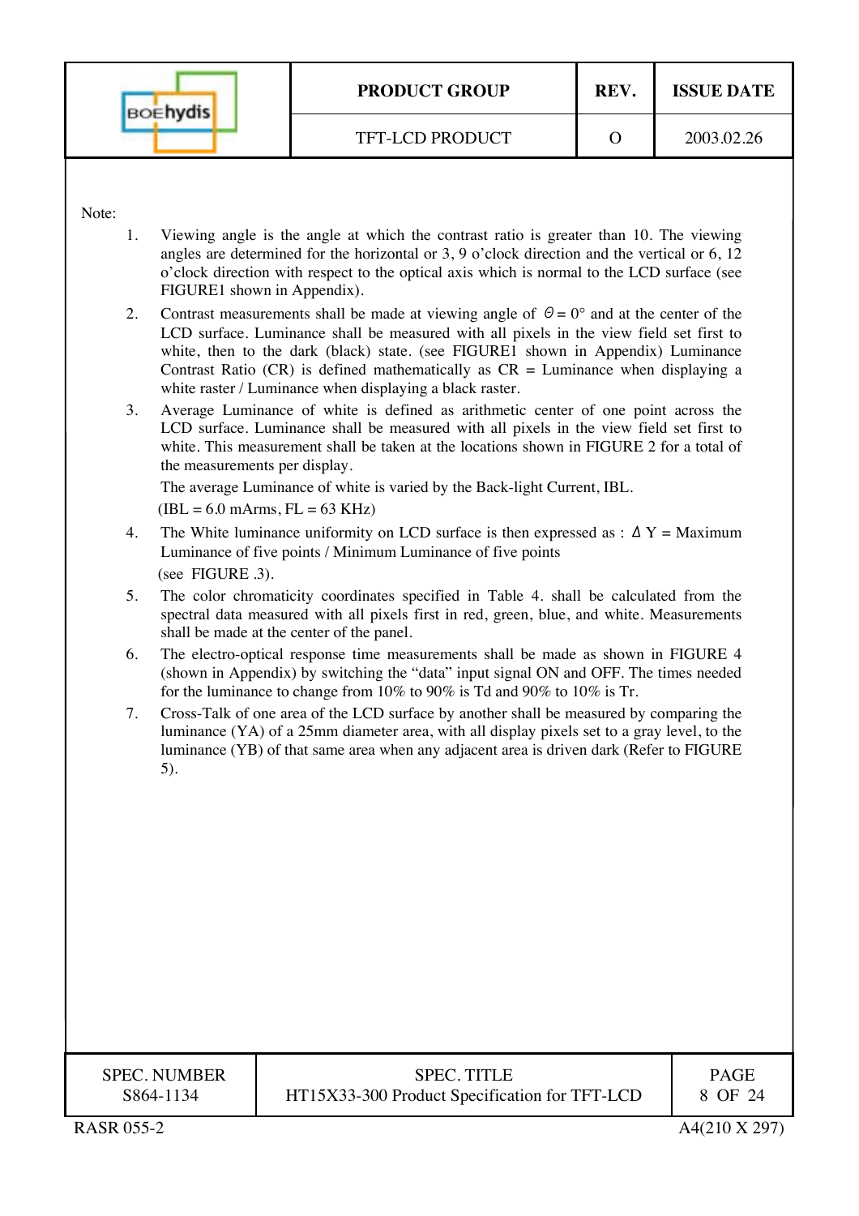Note:

1. Viewing angle is the angle at which the contrast ratio is greater than 10. The viewing angles are determined for the horizontal or 3, 9 o'clock direction and the vertical or 6, 12 o'clock direction with respect to the optical axis which is normal to the LCD surface (see FIGURE1 shown in Appendix).
2. Contrast measurements shall be made at viewing angle of $\theta = 0°$ and at the center of the LCD surface. Luminance shall be measured with all pixels in the view field set first to white, then to the dark (black) state. (see FIGURE1 shown in Appendix) Luminance Contrast Ratio (CR) is defined mathematically as CR = Luminance when displaying a white raster / Luminance when displaying a black raster.
3. Average Luminance of white is defined as arithmetic center of one point across the LCD surface. Luminance shall be measured with all pixels in the view field set first to white. This measurement shall be taken at the locations shown in FIGURE 2 for a total of the measurements per display.

   The average Luminance of white is varied by the Back-light Current, IBL.

   (IBL = 6.0 mArms, FL = 63 KHz)
4. The White luminance uniformity on LCD surface is then expressed as : $\Delta$ Y = Maximum Luminance of five points / Minimum Luminance of five points

   (see FIGURE .3).
5. The color chromaticity coordinates specified in Table 4. shall be calculated from the spectral data measured with all pixels first in red, green, blue, and white. Measurements shall be made at the center of the panel.
6. The electro-optical response time measurements shall be made as shown in FIGURE 4 (shown in Appendix) by switching the "data" input signal ON and OFF. The times needed for the luminance to change from 10% to 90% is Td and 90% to 10% is Tr.
7. Cross-Talk of one area of the LCD surface by another shall be measured by comparing the luminance (YA) of a 25mm diameter area, with all display pixels set to a gray level, to the luminance (YB) of that same area when any adjacent area is driven dark (Refer to FIGURE 5).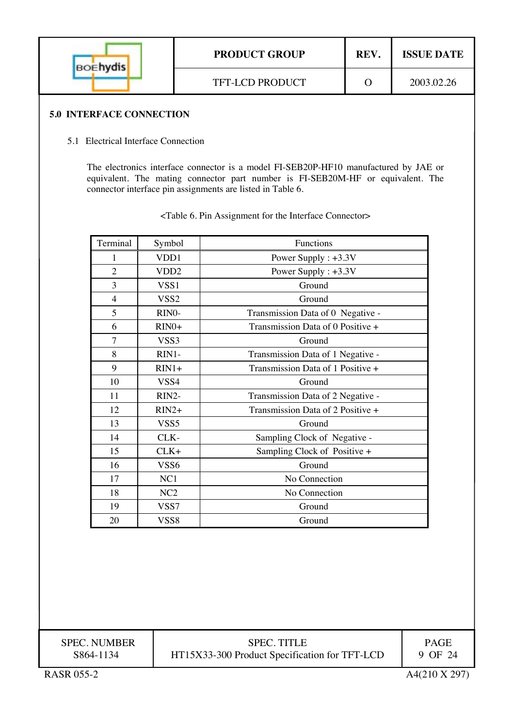## 5.0 INTERFACE CONNECTION

### 5.1 Electrical Interface Connection

The electronics interface connector is a model FI-SEB20P-HF10 manufactured by JAE or equivalent. The mating connector part number is FI-SEB20M-HF or equivalent. The connector interface pin assignments are listed in Table 6.

<Table 6. Pin Assignment for the Interface Connector>

| Terminal | Symbol | Functions |
|---|---|---|
| 1 | VDD1 | Power Supply : +3.3V |
| 2 | VDD2 | Power Supply : +3.3V |
| 3 | VSS1 | Ground |
| 4 | VSS2 | Ground |
| 5 | RIN0- | Transmission Data of 0 Negative - |
| 6 | RIN0+ | Transmission Data of 0 Positive + |
| 7 | VSS3 | Ground |
| 8 | RIN1- | Transmission Data of 1 Negative - |
| 9 | RIN1+ | Transmission Data of 1 Positive + |
| 10 | VSS4 | Ground |
| 11 | RIN2- | Transmission Data of 2 Negative - |
| 12 | RIN2+ | Transmission Data of 2 Positive + |
| 13 | VSS5 | Ground |
| 14 | CLK- | Sampling Clock of Negative - |
| 15 | CLK+ | Sampling Clock of Positive + |
| 16 | VSS6 | Ground |
| 17 | NC1 | No Connection |
| 18 | NC2 | No Connection |
| 19 | VSS7 | Ground |
| 20 | VSS8 | Ground |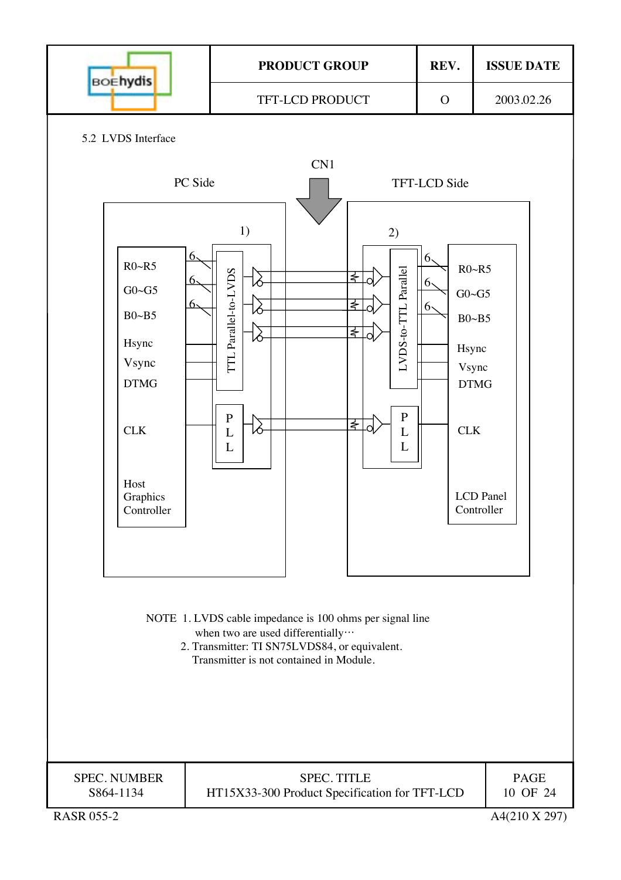5.2 LVDS Interface

CN1

PC Side

TFT-LCD Side

1)

2)

R0~R5

G0~G5

B0~B5

Hsync

Vsync

DTMG

CLK

Host Graphics Controller

TTL Parallel-to-LVDS

PLL

LVDS-to-TTL Parallel

PLL

R0~R5

G0~G5

B0~B5

Hsync

Vsync

DTMG

CLK

LCD Panel Controller

NOTE 1. LVDS cable impedance is 100 ohms per signal line when two are used differentially···

2. Transmitter: TI SN75LVDS84, or equivalent. Transmitter is not contained in Module.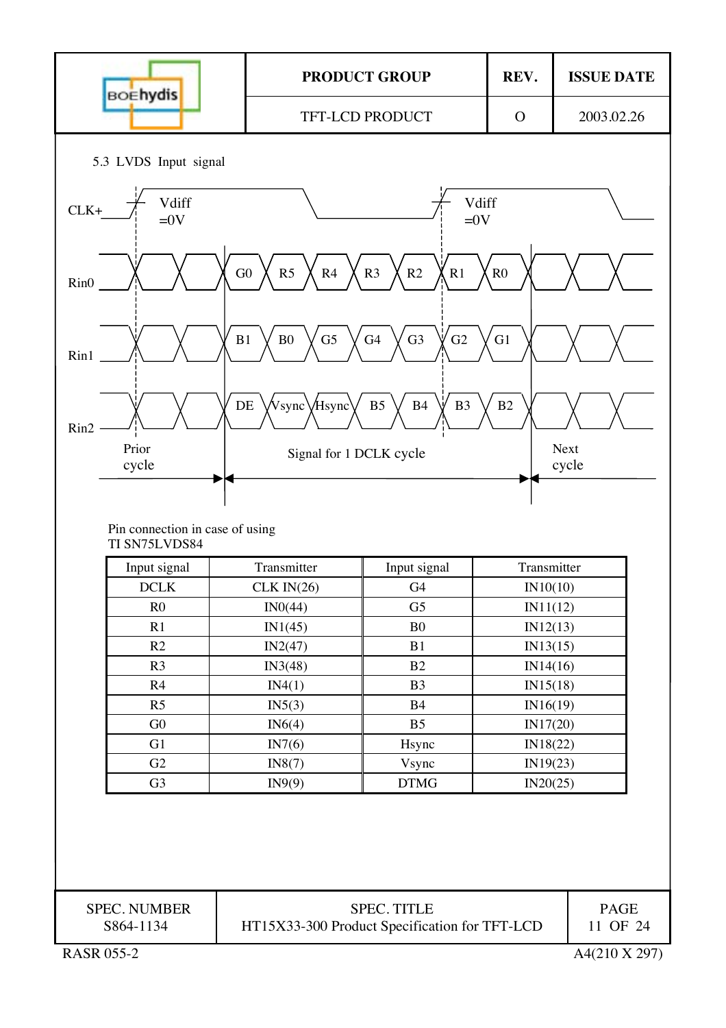5.3 LVDS Input signal

CLK+ Vdiff =0V Vdiff =0V

Rin0: G0, R5, R4, R3, R2, R1, R0

Rin1: B1, B0, G5, G4, G3, G2, G1

Rin2: DE, Vsync, Hsync, B5, B4, B3, B2

Prior cycle | Signal for 1 DCLK cycle | Next cycle

Pin connection in case of using
TI SN75LVDS84

| Input signal | Transmitter | Input signal | Transmitter |
|---|---|---|---|
| DCLK | CLK IN(26) | G4 | IN10(10) |
| R0 | IN0(44) | G5 | IN11(12) |
| R1 | IN1(45) | B0 | IN12(13) |
| R2 | IN2(47) | B1 | IN13(15) |
| R3 | IN3(48) | B2 | IN14(16) |
| R4 | IN4(1) | B3 | IN15(18) |
| R5 | IN5(3) | B4 | IN16(19) |
| G0 | IN6(4) | B5 | IN17(20) |
| G1 | IN7(6) | Hsync | IN18(22) |
| G2 | IN8(7) | Vsync | IN19(23) |
| G3 | IN9(9) | DTMG | IN20(25) |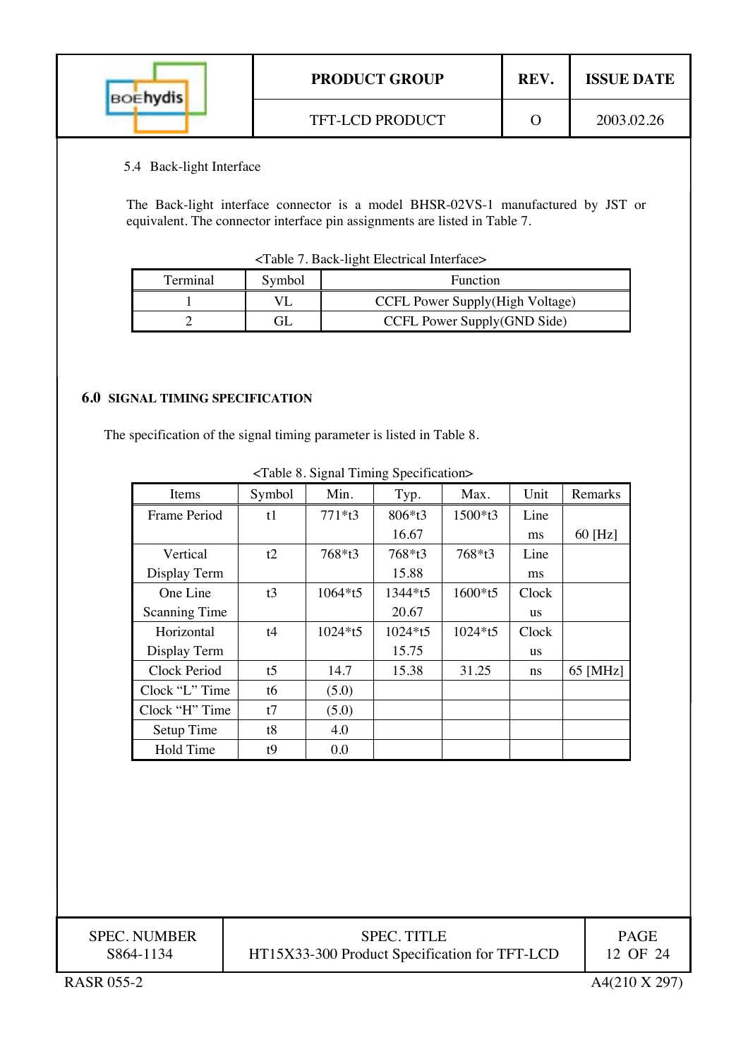5.4 Back-light Interface

The Back-light interface connector is a model BHSR-02VS-1 manufactured by JST or equivalent. The connector interface pin assignments are listed in Table 7.

<Table 7. Back-light Electrical Interface>

| Terminal | Symbol | Function |
|---|---|---|
| 1 | VL | CCFL Power Supply(High Voltage) |
| 2 | GL | CCFL Power Supply(GND Side) |

## 6.0 SIGNAL TIMING SPECIFICATION

The specification of the signal timing parameter is listed in Table 8.

<Table 8. Signal Timing Specification>

| Items | Symbol | Min. | Typ. | Max. | Unit | Remarks |
|---|---|---|---|---|---|---|
| Frame Period | t1 | 771*t3 | 806*t3 | 1500*t3 | Line | |
| | | | 16.67 | | ms | 60 [Hz] |
| Vertical Display Term | t2 | 768*t3 | 768*t3 | 768*t3 | Line | |
| | | | 15.88 | | ms | |
| One Line Scanning Time | t3 | 1064*t5 | 1344*t5 | 1600*t5 | Clock | |
| | | | 20.67 | | us | |
| Horizontal Display Term | t4 | 1024*t5 | 1024*t5 | 1024*t5 | Clock | |
| | | | 15.75 | | us | |
| Clock Period | t5 | 14.7 | 15.38 | 31.25 | ns | 65 [MHz] |
| Clock "L" Time | t6 | (5.0) | | | | |
| Clock "H" Time | t7 | (5.0) | | | | |
| Setup Time | t8 | 4.0 | | | | |
| Hold Time | t9 | 0.0 | | | | |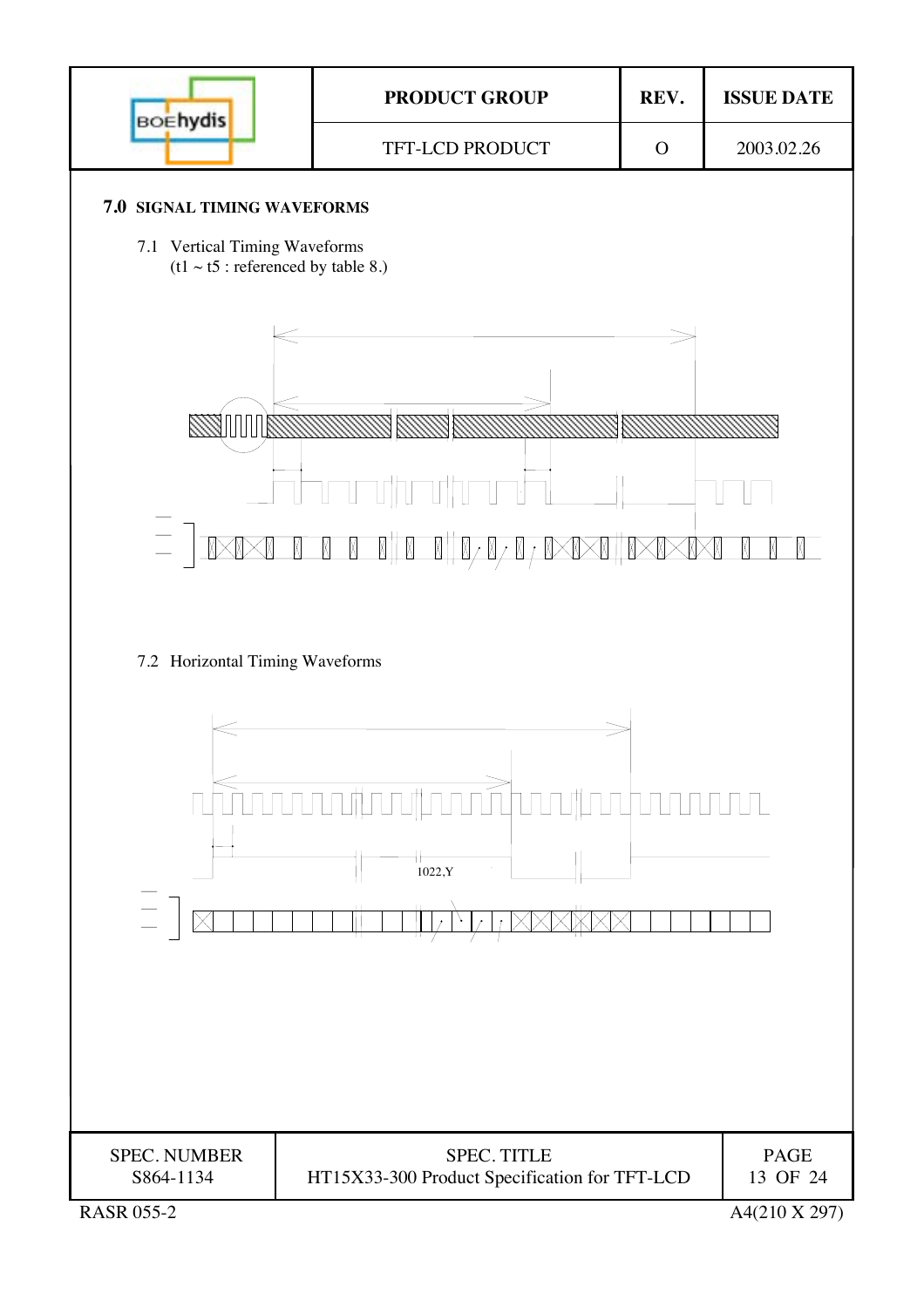## 7.0 SIGNAL TIMING WAVEFORMS

7.1 Vertical Timing Waveforms
(t1 ~ t5 : referenced by table 8.)

7.2 Horizontal Timing Waveforms

1022,Y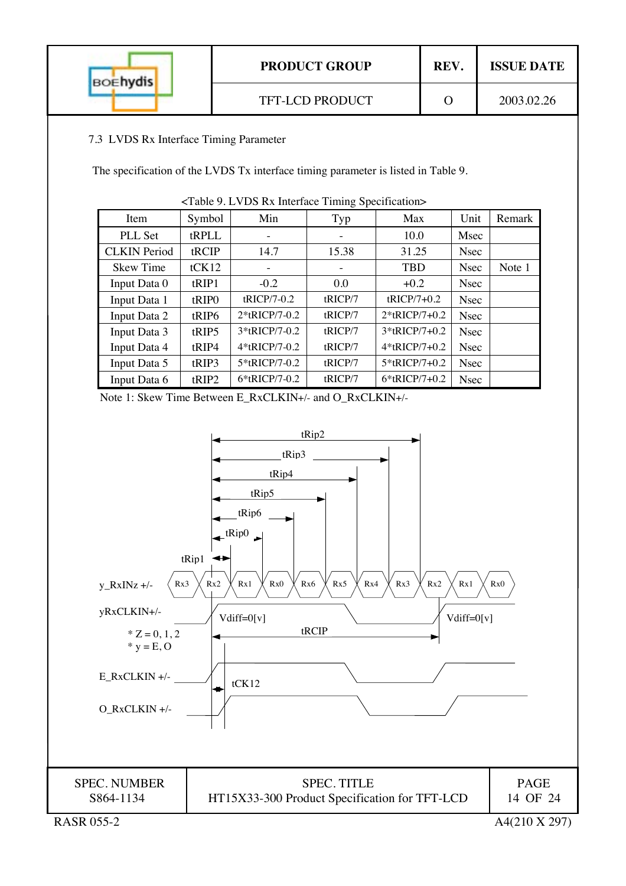7.3 LVDS Rx Interface Timing Parameter

The specification of the LVDS Tx interface timing parameter is listed in Table 9.

<Table 9. LVDS Rx Interface Timing Specification>

| Item | Symbol | Min | Typ | Max | Unit | Remark |
|---|---|---|---|---|---|---|
| PLL Set | tRPLL | - | - | 10.0 | Msec | |
| CLKIN Period | tRCIP | 14.7 | 15.38 | 31.25 | Nsec | |
| Skew Time | tCK12 | - | - | TBD | Nsec | Note 1 |
| Input Data 0 | tRIP1 | -0.2 | 0.0 | +0.2 | Nsec | |
| Input Data 1 | tRIP0 | tRICP/7-0.2 | tRICP/7 | tRICP/7+0.2 | Nsec | |
| Input Data 2 | tRIP6 | 2*tRICP/7-0.2 | tRICP/7 | 2*tRICP/7+0.2 | Nsec | |
| Input Data 3 | tRIP5 | 3*tRICP/7-0.2 | tRICP/7 | 3*tRICP/7+0.2 | Nsec | |
| Input Data 4 | tRIP4 | 4*tRICP/7-0.2 | tRICP/7 | 4*tRICP/7+0.2 | Nsec | |
| Input Data 5 | tRIP3 | 5*tRICP/7-0.2 | tRICP/7 | 5*tRICP/7+0.2 | Nsec | |
| Input Data 6 | tRIP2 | 6*tRICP/7-0.2 | tRICP/7 | 6*tRICP/7+0.2 | Nsec | |

Note 1: Skew Time Between E_RxCLKIN+/- and O_RxCLKIN+/-

tRip2, tRip3, tRip4, tRip5, tRip6, tRip0, tRip1

y_RxINz +/- : Rx3 Rx2 Rx1 Rx0 Rx6 Rx5 Rx4 Rx3 Rx2 Rx1 Rx0

yRxCLKIN+/- : Vdiff=0[v] Vdiff=0[v]

tRCIP

* Z = 0, 1, 2
* y = E, O

E_RxCLKIN +/-

tCK12

O_RxCLKIN +/-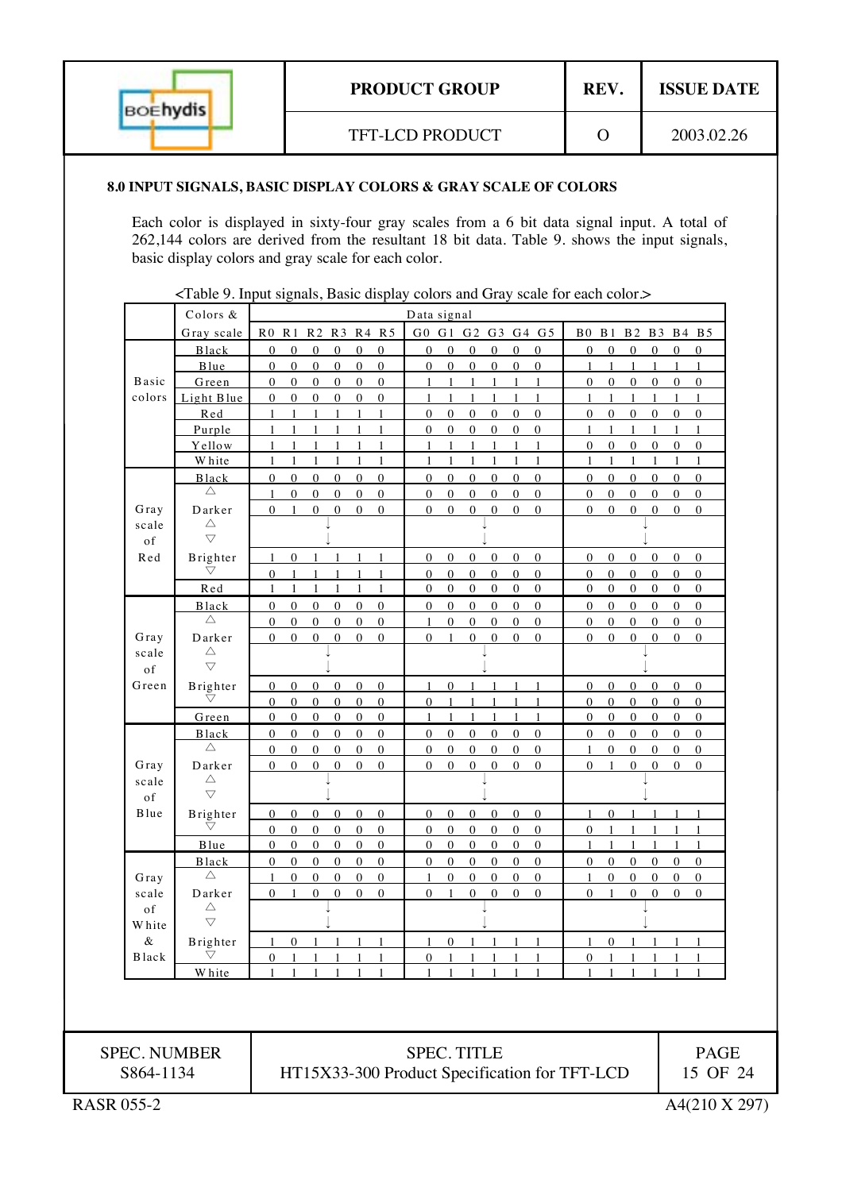## 8.0 INPUT SIGNALS, BASIC DISPLAY COLORS & GRAY SCALE OF COLORS

Each color is displayed in sixty-four gray scales from a 6 bit data signal input. A total of 262,144 colors are derived from the resultant 18 bit data. Table 9. shows the input signals, basic display colors and gray scale for each color.

<Table 9. Input signals, Basic display colors and Gray scale for each color.>

| | Colors & Gray scale | R0 | R1 | R2 | R3 | R4 | R5 | G0 | G1 | G2 | G3 | G4 | G5 | B0 | B1 | B2 | B3 | B4 | B5 |
|---|---|---|---|---|---|---|---|---|---|---|---|---|---|---|---|---|---|---|---|
| Basic colors | Black | 0 | 0 | 0 | 0 | 0 | 0 | 0 | 0 | 0 | 0 | 0 | 0 | 0 | 0 | 0 | 0 | 0 | 0 |
| | Blue | 0 | 0 | 0 | 0 | 0 | 0 | 0 | 0 | 0 | 0 | 0 | 0 | 1 | 1 | 1 | 1 | 1 | 1 |
| | Green | 0 | 0 | 0 | 0 | 0 | 0 | 1 | 1 | 1 | 1 | 1 | 1 | 0 | 0 | 0 | 0 | 0 | 0 |
| | Light Blue | 0 | 0 | 0 | 0 | 0 | 0 | 1 | 1 | 1 | 1 | 1 | 1 | 1 | 1 | 1 | 1 | 1 | 1 |
| | Red | 1 | 1 | 1 | 1 | 1 | 1 | 0 | 0 | 0 | 0 | 0 | 0 | 0 | 0 | 0 | 0 | 0 | 0 |
| | Purple | 1 | 1 | 1 | 1 | 1 | 1 | 0 | 0 | 0 | 0 | 0 | 0 | 1 | 1 | 1 | 1 | 1 | 1 |
| | Yellow | 1 | 1 | 1 | 1 | 1 | 1 | 1 | 1 | 1 | 1 | 1 | 1 | 0 | 0 | 0 | 0 | 0 | 0 |
| | White | 1 | 1 | 1 | 1 | 1 | 1 | 1 | 1 | 1 | 1 | 1 | 1 | 1 | 1 | 1 | 1 | 1 | 1 |
| Gray scale of Red | Black | 0 | 0 | 0 | 0 | 0 | 0 | 0 | 0 | 0 | 0 | 0 | 0 | 0 | 0 | 0 | 0 | 0 | 0 |
| | △ | 1 | 0 | 0 | 0 | 0 | 0 | 0 | 0 | 0 | 0 | 0 | 0 | 0 | 0 | 0 | 0 | 0 | 0 |
| | Darker | 0 | 1 | 0 | 0 | 0 | 0 | 0 | 0 | 0 | 0 | 0 | 0 | 0 | 0 | 0 | 0 | 0 | 0 |
| | △ ▽ | ↓ | | | | | | ↓ | | | | | | ↓ | | | | | |
| | Brighter | 1 | 0 | 1 | 1 | 1 | 1 | 0 | 0 | 0 | 0 | 0 | 0 | 0 | 0 | 0 | 0 | 0 | 0 |
| | ▽ | 0 | 1 | 1 | 1 | 1 | 1 | 0 | 0 | 0 | 0 | 0 | 0 | 0 | 0 | 0 | 0 | 0 | 0 |
| | Red | 1 | 1 | 1 | 1 | 1 | 1 | 0 | 0 | 0 | 0 | 0 | 0 | 0 | 0 | 0 | 0 | 0 | 0 |
| Gray scale of Green | Black | 0 | 0 | 0 | 0 | 0 | 0 | 0 | 0 | 0 | 0 | 0 | 0 | 0 | 0 | 0 | 0 | 0 | 0 |
| | △ | 0 | 0 | 0 | 0 | 0 | 0 | 1 | 0 | 0 | 0 | 0 | 0 | 0 | 0 | 0 | 0 | 0 | 0 |
| | Darker | 0 | 0 | 0 | 0 | 0 | 0 | 0 | 1 | 0 | 0 | 0 | 0 | 0 | 0 | 0 | 0 | 0 | 0 |
| | △ ▽ | ↓ | | | | | | ↓ | | | | | | ↓ | | | | | |
| | Brighter | 0 | 0 | 0 | 0 | 0 | 0 | 1 | 0 | 1 | 1 | 1 | 1 | 0 | 0 | 0 | 0 | 0 | 0 |
| | ▽ | 0 | 0 | 0 | 0 | 0 | 0 | 0 | 1 | 1 | 1 | 1 | 1 | 0 | 0 | 0 | 0 | 0 | 0 |
| | Green | 0 | 0 | 0 | 0 | 0 | 0 | 1 | 1 | 1 | 1 | 1 | 1 | 0 | 0 | 0 | 0 | 0 | 0 |
| Gray scale of Blue | Black | 0 | 0 | 0 | 0 | 0 | 0 | 0 | 0 | 0 | 0 | 0 | 0 | 0 | 0 | 0 | 0 | 0 | 0 |
| | △ | 0 | 0 | 0 | 0 | 0 | 0 | 0 | 0 | 0 | 0 | 0 | 0 | 1 | 0 | 0 | 0 | 0 | 0 |
| | Darker | 0 | 0 | 0 | 0 | 0 | 0 | 0 | 0 | 0 | 0 | 0 | 0 | 0 | 1 | 0 | 0 | 0 | 0 |
| | △ ▽ | ↓ | | | | | | ↓ | | | | | | ↓ | | | | | |
| | Brighter | 0 | 0 | 0 | 0 | 0 | 0 | 0 | 0 | 0 | 0 | 0 | 0 | 1 | 0 | 1 | 1 | 1 | 1 |
| | ▽ | 0 | 0 | 0 | 0 | 0 | 0 | 0 | 0 | 0 | 0 | 0 | 0 | 0 | 1 | 1 | 1 | 1 | 1 |
| | Blue | 0 | 0 | 0 | 0 | 0 | 0 | 0 | 0 | 0 | 0 | 0 | 0 | 1 | 1 | 1 | 1 | 1 | 1 |
| Gray scale of White & Black | Black | 0 | 0 | 0 | 0 | 0 | 0 | 0 | 0 | 0 | 0 | 0 | 0 | 0 | 0 | 0 | 0 | 0 | 0 |
| | △ | 1 | 0 | 0 | 0 | 0 | 0 | 1 | 0 | 0 | 0 | 0 | 0 | 1 | 0 | 0 | 0 | 0 | 0 |
| | Darker | 0 | 1 | 0 | 0 | 0 | 0 | 0 | 1 | 0 | 0 | 0 | 0 | 0 | 1 | 0 | 0 | 0 | 0 |
| | △ ▽ | ↓ | | | | | | ↓ | | | | | | ↓ | | | | | |
| | Brighter | 1 | 0 | 1 | 1 | 1 | 1 | 1 | 0 | 1 | 1 | 1 | 1 | 1 | 0 | 1 | 1 | 1 | 1 |
| | ▽ | 0 | 1 | 1 | 1 | 1 | 1 | 0 | 1 | 1 | 1 | 1 | 1 | 0 | 1 | 1 | 1 | 1 | 1 |
| | White | 1 | 1 | 1 | 1 | 1 | 1 | 1 | 1 | 1 | 1 | 1 | 1 | 1 | 1 | 1 | 1 | 1 | 1 |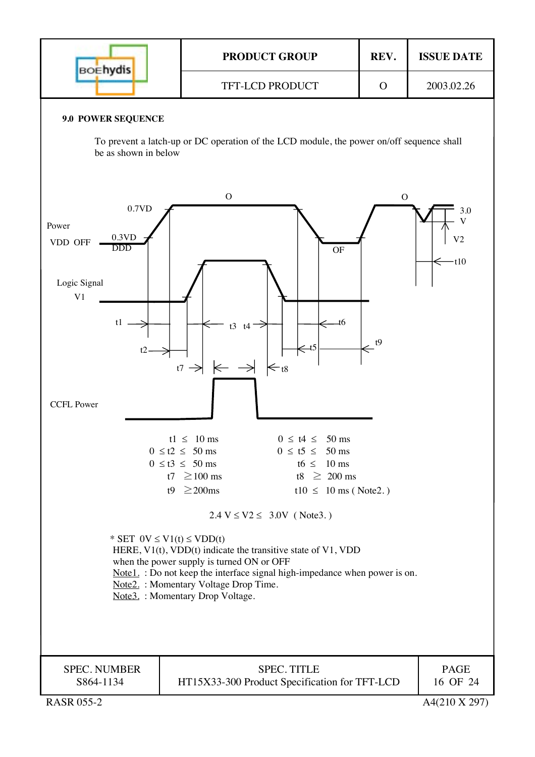## 9.0 POWER SEQUENCE

To prevent a latch-up or DC operation of the LCD module, the power on/off sequence shall be as shown in below

| | |
|---|---|
| t1 ≤ 10 ms | 0 ≤ t4 ≤ 50 ms |
| 0 ≤ t2 ≤ 50 ms | 0 ≤ t5 ≤ 50 ms |
| 0 ≤ t3 ≤ 50 ms | t6 ≤ 10 ms |
| t7 ≥ 100 ms | t8 ≥ 200 ms |
| t9 ≥ 200ms | t10 ≤ 10 ms ( Note2. ) |

2.4 V ≤ V2 ≤ 3.0V ( Note3. )

\* SET 0V ≤ V1(t) ≤ VDD(t)
HERE, V1(t), VDD(t) indicate the transitive state of V1, VDD when the power supply is turned ON or OFF
Note1. : Do not keep the interface signal high-impedance when power is on.
Note2. : Momentary Voltage Drop Time.
Note3. : Momentary Drop Voltage.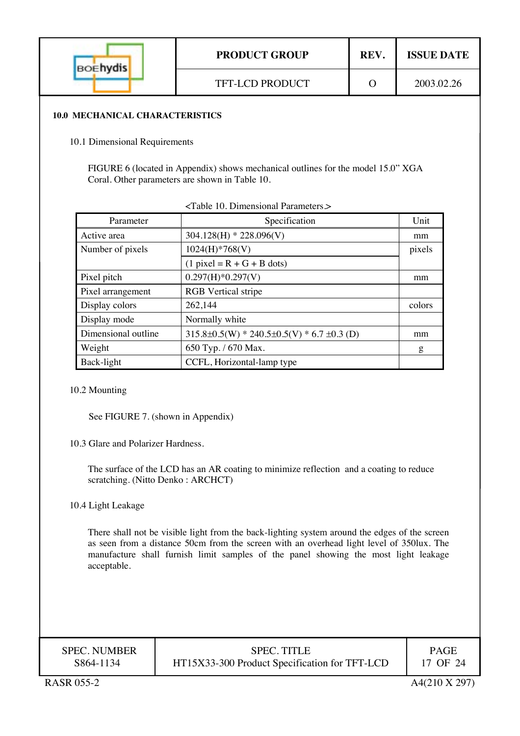## 10.0 MECHANICAL CHARACTERISTICS

### 10.1 Dimensional Requirements

FIGURE 6 (located in Appendix) shows mechanical outlines for the model 15.0" XGA Coral. Other parameters are shown in Table 10.

<Table 10. Dimensional Parameters.>

| Parameter | Specification | Unit |
|---|---|---|
| Active area | 304.128(H) * 228.096(V) | mm |
| Number of pixels | 1024(H)*768(V) | pixels |
| | (1 pixel = R + G + B dots) | |
| Pixel pitch | 0.297(H)*0.297(V) | mm |
| Pixel arrangement | RGB Vertical stripe | |
| Display colors | 262,144 | colors |
| Display mode | Normally white | |
| Dimensional outline | 315.8±0.5(W) * 240.5±0.5(V) * 6.7 ±0.3 (D) | mm |
| Weight | 650 Typ. / 670 Max. | g |
| Back-light | CCFL, Horizontal-lamp type | |

### 10.2 Mounting

See FIGURE 7. (shown in Appendix)

### 10.3 Glare and Polarizer Hardness.

The surface of the LCD has an AR coating to minimize reflection and a coating to reduce scratching. (Nitto Denko : ARCHCT)

### 10.4 Light Leakage

There shall not be visible light from the back-lighting system around the edges of the screen as seen from a distance 50cm from the screen with an overhead light level of 350lux. The manufacture shall furnish limit samples of the panel showing the most light leakage acceptable.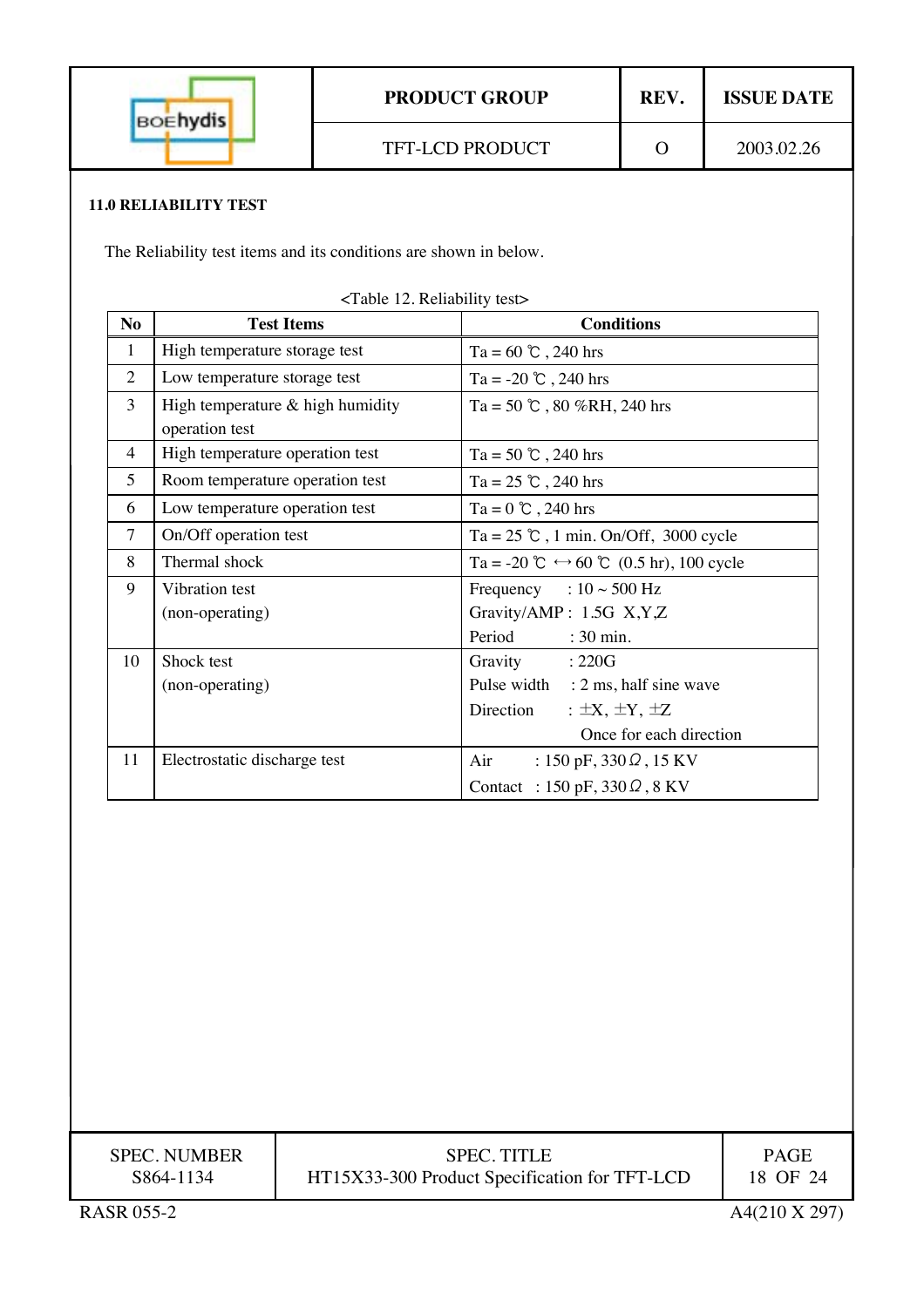## 11.0 RELIABILITY TEST

The Reliability test items and its conditions are shown in below.

<Table 12. Reliability test>

| No | Test Items | Conditions |
|---|---|---|
| 1 | High temperature storage test | Ta = 60 ℃ , 240 hrs |
| 2 | Low temperature storage test | Ta = -20 ℃ , 240 hrs |
| 3 | High temperature & high humidity operation test | Ta = 50 ℃ , 80 %RH, 240 hrs |
| 4 | High temperature operation test | Ta = 50 ℃ , 240 hrs |
| 5 | Room temperature operation test | Ta = 25 ℃ , 240 hrs |
| 6 | Low temperature operation test | Ta = 0 ℃ , 240 hrs |
| 7 | On/Off operation test | Ta = 25 ℃ , 1 min. On/Off, 3000 cycle |
| 8 | Thermal shock | Ta = -20 ℃ ↔ 60 ℃ (0.5 hr), 100 cycle |
| 9 | Vibration test (non-operating) | Frequency : 10 ~ 500 Hz<br>Gravity/AMP : 1.5G X,Y,Z<br>Period : 30 min. |
| 10 | Shock test (non-operating) | Gravity : 220G<br>Pulse width : 2 ms, half sine wave<br>Direction : ±X, ±Y, ±Z<br>Once for each direction |
| 11 | Electrostatic discharge test | Air : 150 pF, 330 Ω , 15 KV<br>Contact : 150 pF, 330 Ω , 8 KV |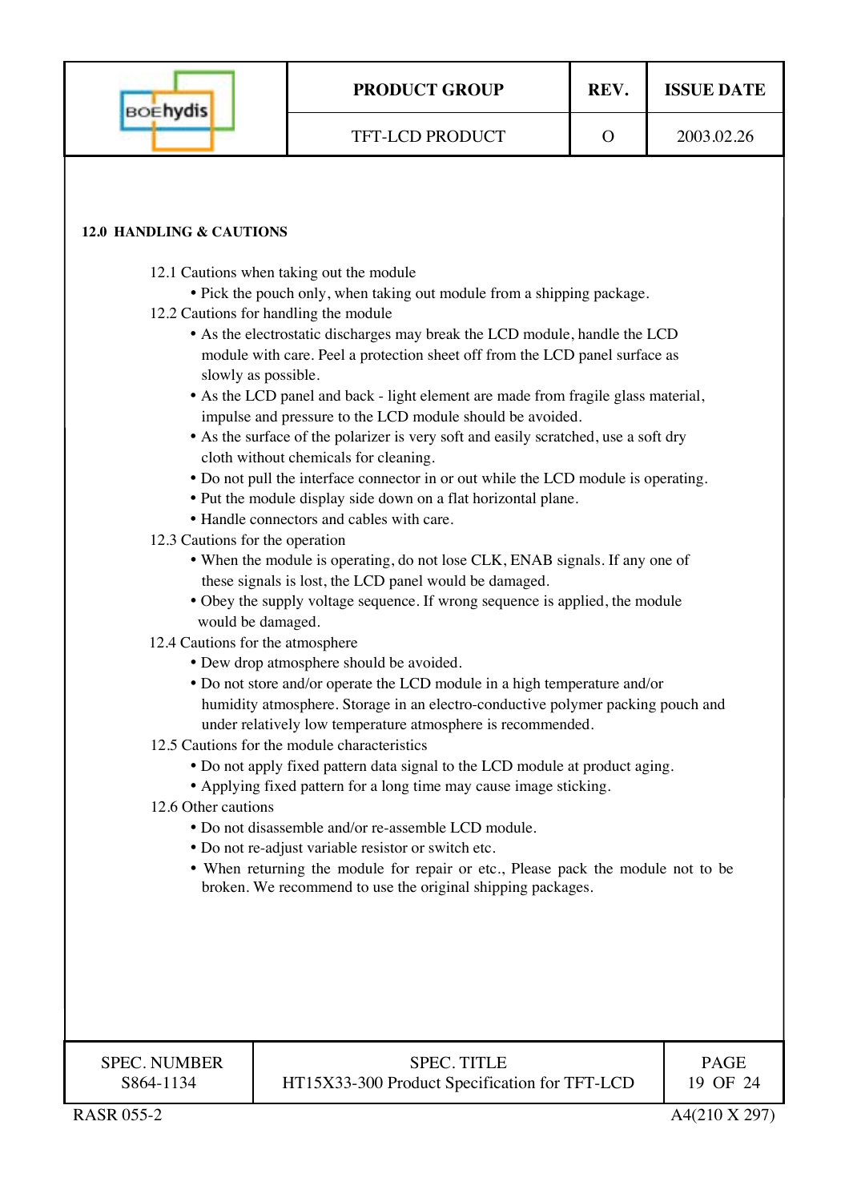## 12.0 HANDLING & CAUTIONS

12.1 Cautions when taking out the module

- Pick the pouch only, when taking out module from a shipping package.

12.2 Cautions for handling the module

- As the electrostatic discharges may break the LCD module, handle the LCD module with care. Peel a protection sheet off from the LCD panel surface as slowly as possible.
- As the LCD panel and back - light element are made from fragile glass material, impulse and pressure to the LCD module should be avoided.
- As the surface of the polarizer is very soft and easily scratched, use a soft dry cloth without chemicals for cleaning.
- Do not pull the interface connector in or out while the LCD module is operating.
- Put the module display side down on a flat horizontal plane.
- Handle connectors and cables with care.

12.3 Cautions for the operation

- When the module is operating, do not lose CLK, ENAB signals. If any one of these signals is lost, the LCD panel would be damaged.
- Obey the supply voltage sequence. If wrong sequence is applied, the module would be damaged.

12.4 Cautions for the atmosphere

- Dew drop atmosphere should be avoided.
- Do not store and/or operate the LCD module in a high temperature and/or humidity atmosphere. Storage in an electro-conductive polymer packing pouch and under relatively low temperature atmosphere is recommended.

12.5 Cautions for the module characteristics

- Do not apply fixed pattern data signal to the LCD module at product aging.
- Applying fixed pattern for a long time may cause image sticking.

12.6 Other cautions

- Do not disassemble and/or re-assemble LCD module.
- Do not re-adjust variable resistor or switch etc.
- When returning the module for repair or etc., Please pack the module not to be broken. We recommend to use the original shipping packages.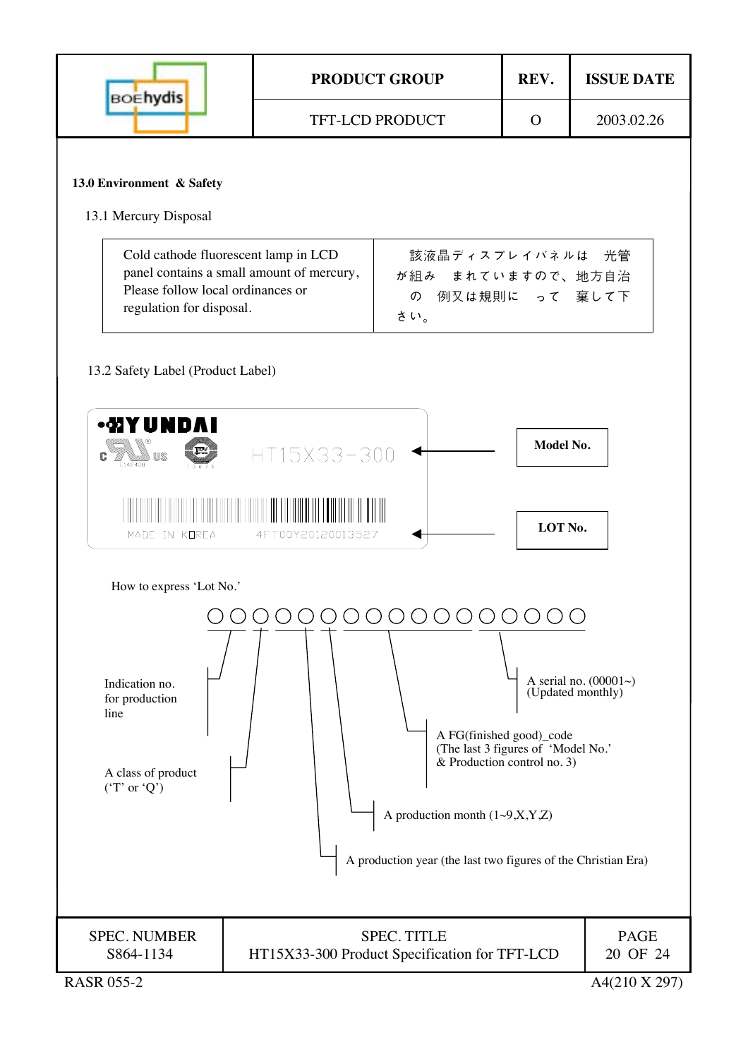## 13.0 Environment & Safety

### 13.1 Mercury Disposal

| | |
|---|---|
| Cold cathode fluorescent lamp in LCD panel contains a small amount of mercury, Please follow local ordinances or regulation for disposal. | 該液晶ディスプレイパネルは　光管が組み　まれていますので、地方自治　の　例又は規則に　って　棄して下さい。 |

### 13.2 Safety Label (Product Label)

HYUNDAI

c US E148408 · TÜV 13875

HT15X33-300 ← Model No.

MADE IN KOREA　4FT00Y20120013527 ← LOT No.

How to express 'Lot No.'

○○○○○○○○○○○○○○○○○

- Indication no. for production line
- A class of product ('T' or 'Q')
- A production year (the last two figures of the Christian Era)
- A production month (1~9,X,Y,Z)
- A FG(finished good)_code (The last 3 figures of 'Model No.' & Production control no. 3)
- A serial no. (00001~) (Updated monthly)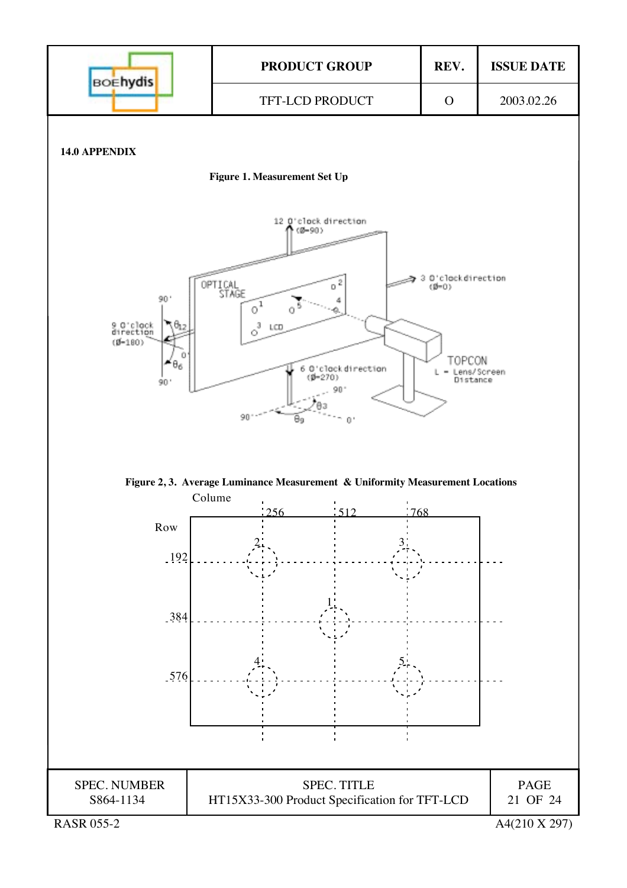### 14.0 APPENDIX

**Figure 1. Measurement Set Up**

12 O'clock direction (Ø=90)

3 O'clock direction (Ø=0)

9 O'clock direction (Ø=180)

6 O'clock direction (Ø=270)

OPTICAL STAGE

LCD

TOPCON

L = Lens/Screen Distance

**Figure 2, 3. Average Luminance Measurement & Uniformity Measurement Locations**

Colume: 256, 512, 768

Row: 192, 384, 576

| Row \ Colume | 256 | 512 | 768 |
|---|---|---|---|
| 192 | 2 | | 3 |
| 384 | | 1 | |
| 576 | 4 | | 5 |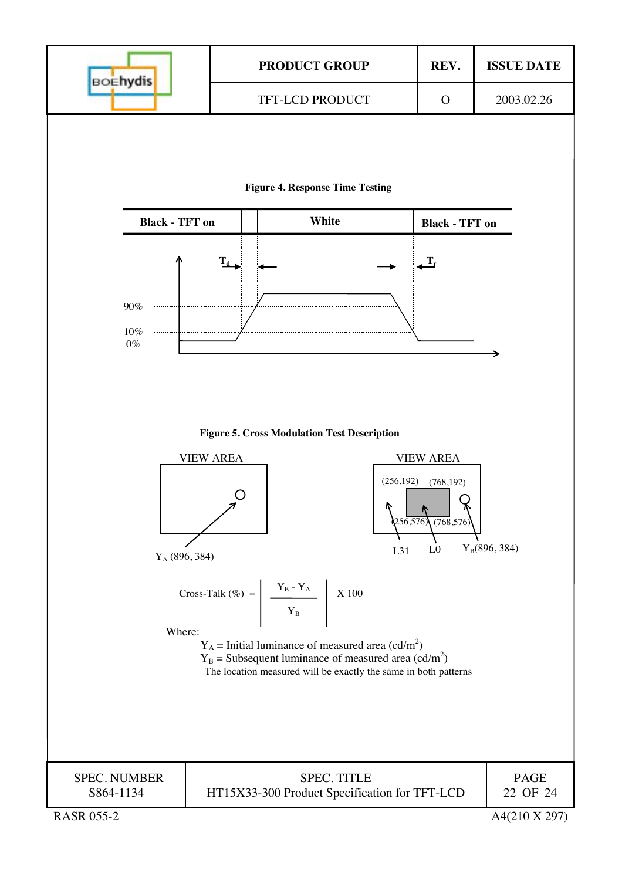**Figure 4. Response Time Testing**

| Black - TFT on | | White | | Black - TFT on |
|---|---|---|---|---|

$T_d$ $T_r$

90%

10%

0%

**Figure 5. Cross Modulation Test Description**

VIEW AREA

$Y_A$ (896, 384)

VIEW AREA

(256,192) (768,192)

(256,576) (768,576)

L31 L0 $Y_B$(896, 384)

$$\text{Cross-Talk (\%)} = \left| \frac{Y_B - Y_A}{Y_B} \right| \times 100$$

Where:

$Y_A$ = Initial luminance of measured area (cd/$m^2$)

$Y_B$ = Subsequent luminance of measured area (cd/$m^2$)

The location measured will be exactly the same in both patterns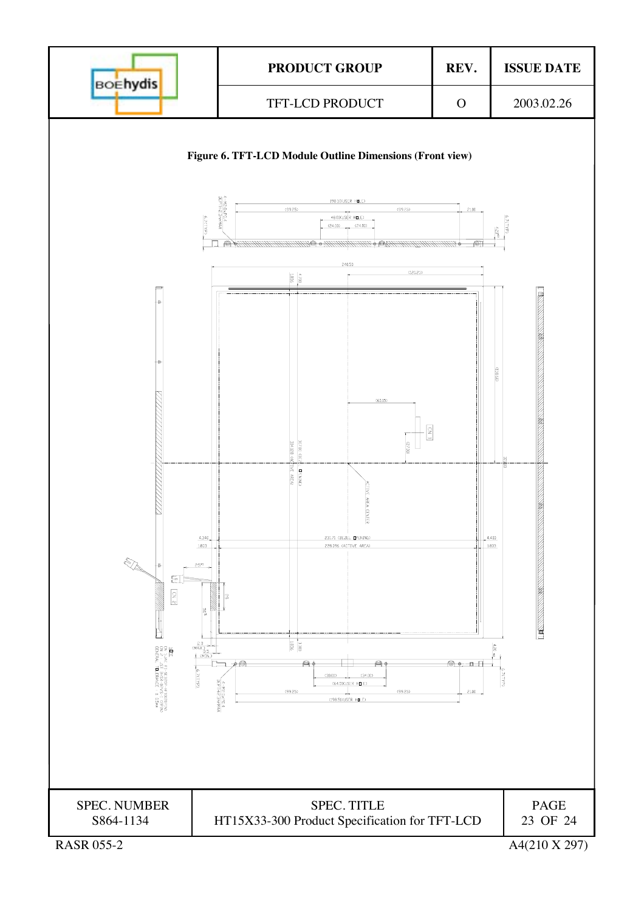**Figure 6. TFT-LCD Module Outline Dimensions (Front view)**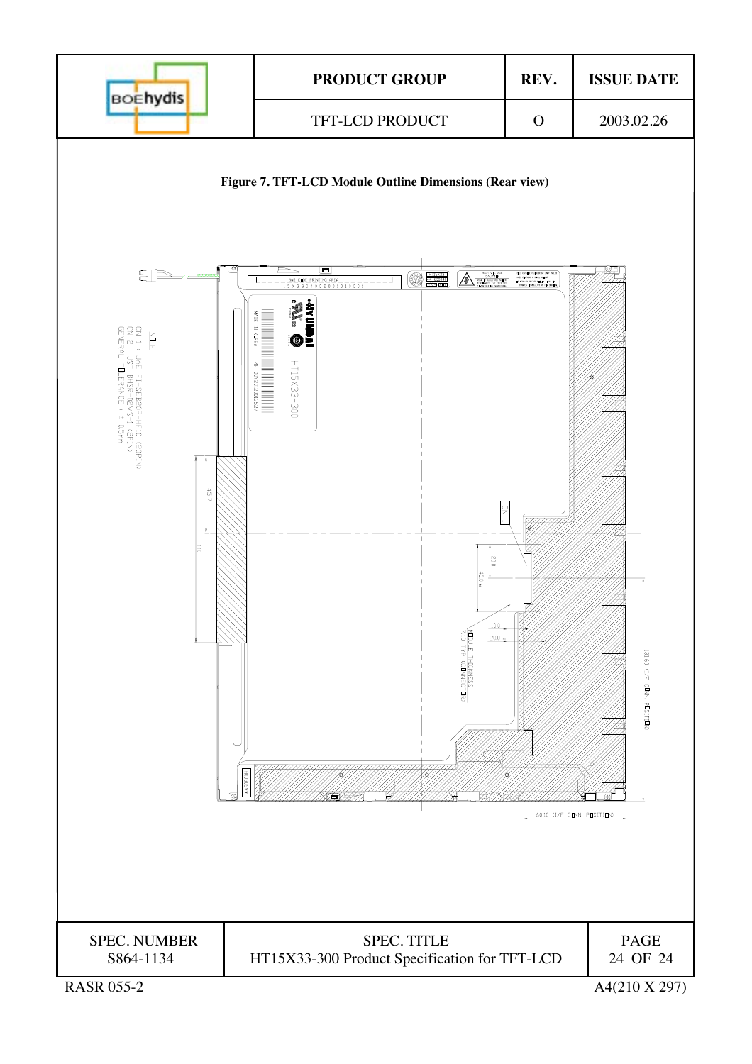**Figure 7. TFT-LCD Module Outline Dimensions (Rear view)**

NOTE
CN 1 : JAE FI-SEB20P-HF10 (20PIN)
CN 2 : JST BHSR-02VS-1 (2PIN)
GENERAL TOLERANCE : ± 0.5mm

45.7
110
20.0
40.0
10.0
20.0
MODULE THICKNESS
7.0 TYP. CONNECTOR
CN1
HT15X33-300
(131.0) I/F CONN. POSITION
(60.0) I/F CONN. POSITION